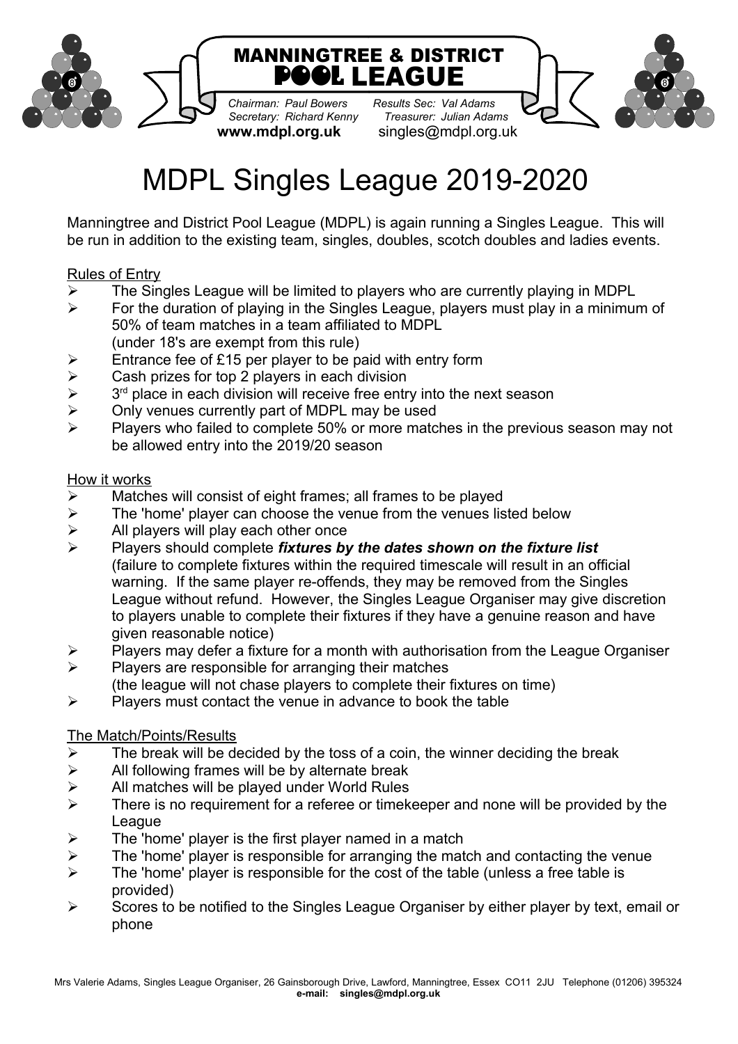MANNINGTREE & DISTRICT
POOL LEAGUE

*Chairman: Paul Bowers* *Results Sec: Val Adams*
*Secretary: Richard Kenny* *Treasurer: Julian Adams*
**www.mdpl.org.uk** singles@mdpl.org.uk

# MDPL Singles League 2019-2020

Manningtree and District Pool League (MDPL) is again running a Singles League. This will be run in addition to the existing team, singles, doubles, scotch doubles and ladies events.

## Rules of Entry

- The Singles League will be limited to players who are currently playing in MDPL
- For the duration of playing in the Singles League, players must play in a minimum of 50% of team matches in a team affiliated to MDPL (under 18's are exempt from this rule)
- Entrance fee of £15 per player to be paid with entry form
- Cash prizes for top 2 players in each division
- 3rd place in each division will receive free entry into the next season
- Only venues currently part of MDPL may be used
- Players who failed to complete 50% or more matches in the previous season may not be allowed entry into the 2019/20 season

## How it works

- Matches will consist of eight frames; all frames to be played
- The 'home' player can choose the venue from the venues listed below
- All players will play each other once
- Players should complete ***fixtures by the dates shown on the fixture list*** (failure to complete fixtures within the required timescale will result in an official warning. If the same player re-offends, they may be removed from the Singles League without refund. However, the Singles League Organiser may give discretion to players unable to complete their fixtures if they have a genuine reason and have given reasonable notice)
- Players may defer a fixture for a month with authorisation from the League Organiser
- Players are responsible for arranging their matches (the league will not chase players to complete their fixtures on time)
- Players must contact the venue in advance to book the table

## The Match/Points/Results

- The break will be decided by the toss of a coin, the winner deciding the break
- All following frames will be by alternate break
- All matches will be played under World Rules
- There is no requirement for a referee or timekeeper and none will be provided by the League
- The 'home' player is the first player named in a match
- The 'home' player is responsible for arranging the match and contacting the venue
- The 'home' player is responsible for the cost of the table (unless a free table is provided)
- Scores to be notified to the Singles League Organiser by either player by text, email or phone

Mrs Valerie Adams, Singles League Organiser, 26 Gainsborough Drive, Lawford, Manningtree, Essex CO11 2JU Telephone (01206) 395324
**e-mail: singles@mdpl.org.uk**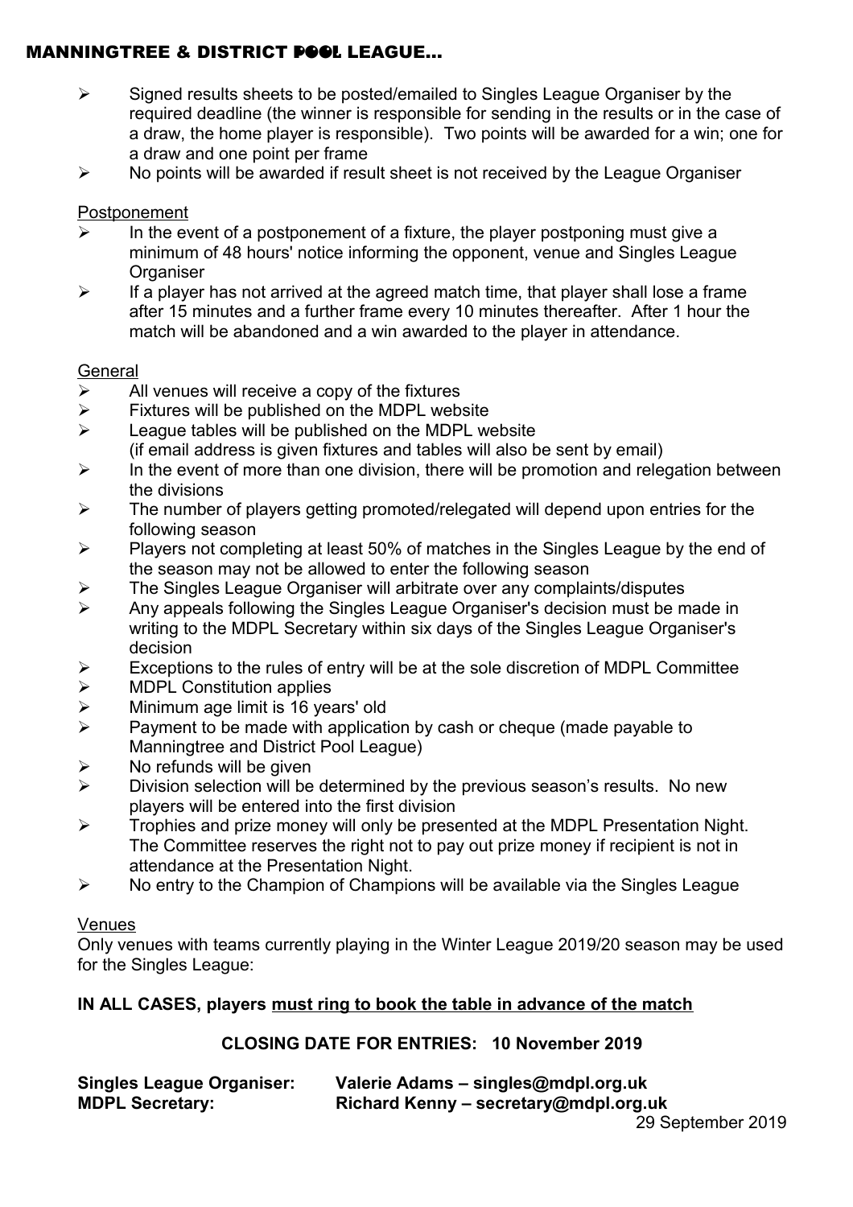MANNINGTREE & DISTRICT POOL LEAGUE...

- Signed results sheets to be posted/emailed to Singles League Organiser by the required deadline (the winner is responsible for sending in the results or in the case of a draw, the home player is responsible). Two points will be awarded for a win; one for a draw and one point per frame
- No points will be awarded if result sheet is not received by the League Organiser

Postponement

- In the event of a postponement of a fixture, the player postponing must give a minimum of 48 hours' notice informing the opponent, venue and Singles League Organiser
- If a player has not arrived at the agreed match time, that player shall lose a frame after 15 minutes and a further frame every 10 minutes thereafter. After 1 hour the match will be abandoned and a win awarded to the player in attendance.

General

- All venues will receive a copy of the fixtures
- Fixtures will be published on the MDPL website
- League tables will be published on the MDPL website (if email address is given fixtures and tables will also be sent by email)
- In the event of more than one division, there will be promotion and relegation between the divisions
- The number of players getting promoted/relegated will depend upon entries for the following season
- Players not completing at least 50% of matches in the Singles League by the end of the season may not be allowed to enter the following season
- The Singles League Organiser will arbitrate over any complaints/disputes
- Any appeals following the Singles League Organiser's decision must be made in writing to the MDPL Secretary within six days of the Singles League Organiser's decision
- Exceptions to the rules of entry will be at the sole discretion of MDPL Committee
- MDPL Constitution applies
- Minimum age limit is 16 years' old
- Payment to be made with application by cash or cheque (made payable to Manningtree and District Pool League)
- No refunds will be given
- Division selection will be determined by the previous season's results. No new players will be entered into the first division
- Trophies and prize money will only be presented at the MDPL Presentation Night. The Committee reserves the right not to pay out prize money if recipient is not in attendance at the Presentation Night.
- No entry to the Champion of Champions will be available via the Singles League

Venues

Only venues with teams currently playing in the Winter League 2019/20 season may be used for the Singles League:

**IN ALL CASES, players must ring to book the table in advance of the match**

**CLOSING DATE FOR ENTRIES: 10 November 2019**

**Singles League Organiser:** **Valerie Adams – singles@mdpl.org.uk**
**MDPL Secretary:** **Richard Kenny – secretary@mdpl.org.uk**

29 September 2019